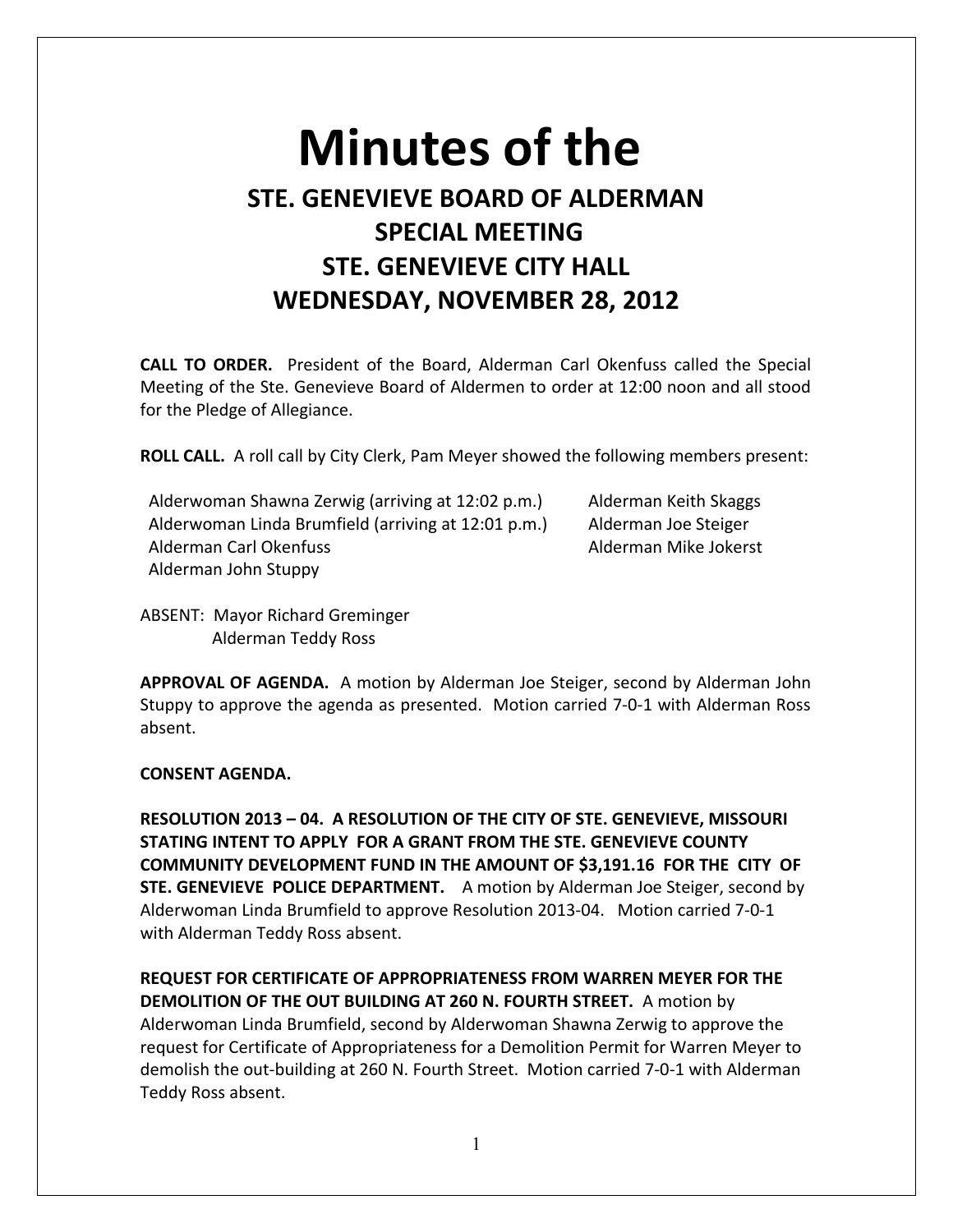# Minutes of the

## STE. GENEVIEVE BOARD OF ALDERMAN SPECIAL MEETING STE. GENEVIEVE CITY HALL WEDNESDAY, NOVEMBER 28, 2012

**CALL TO ORDER.** President of the Board, Alderman Carl Okenfuss called the Special Meeting of the Ste. Genevieve Board of Aldermen to order at 12:00 noon and all stood for the Pledge of Allegiance.

**ROLL CALL.** A roll call by City Clerk, Pam Meyer showed the following members present:

Alderwoman Shawna Zerwig (arriving at 12:02 p.m.)
Alderwoman Linda Brumfield (arriving at 12:01 p.m.)
Alderman Carl Okenfuss
Alderman John Stuppy
Alderman Keith Skaggs
Alderman Joe Steiger
Alderman Mike Jokerst

ABSENT: Mayor Richard Greminger
Alderman Teddy Ross

**APPROVAL OF AGENDA.** A motion by Alderman Joe Steiger, second by Alderman John Stuppy to approve the agenda as presented. Motion carried 7-0-1 with Alderman Ross absent.

**CONSENT AGENDA.**

**RESOLUTION 2013 – 04. A RESOLUTION OF THE CITY OF STE. GENEVIEVE, MISSOURI STATING INTENT TO APPLY FOR A GRANT FROM THE STE. GENEVIEVE COUNTY COMMUNITY DEVELOPMENT FUND IN THE AMOUNT OF $3,191.16 FOR THE CITY OF STE. GENEVIEVE POLICE DEPARTMENT.** A motion by Alderman Joe Steiger, second by Alderwoman Linda Brumfield to approve Resolution 2013-04. Motion carried 7-0-1 with Alderman Teddy Ross absent.

**REQUEST FOR CERTIFICATE OF APPROPRIATENESS FROM WARREN MEYER FOR THE DEMOLITION OF THE OUT BUILDING AT 260 N. FOURTH STREET.** A motion by Alderwoman Linda Brumfield, second by Alderwoman Shawna Zerwig to approve the request for Certificate of Appropriateness for a Demolition Permit for Warren Meyer to demolish the out-building at 260 N. Fourth Street. Motion carried 7-0-1 with Alderman Teddy Ross absent.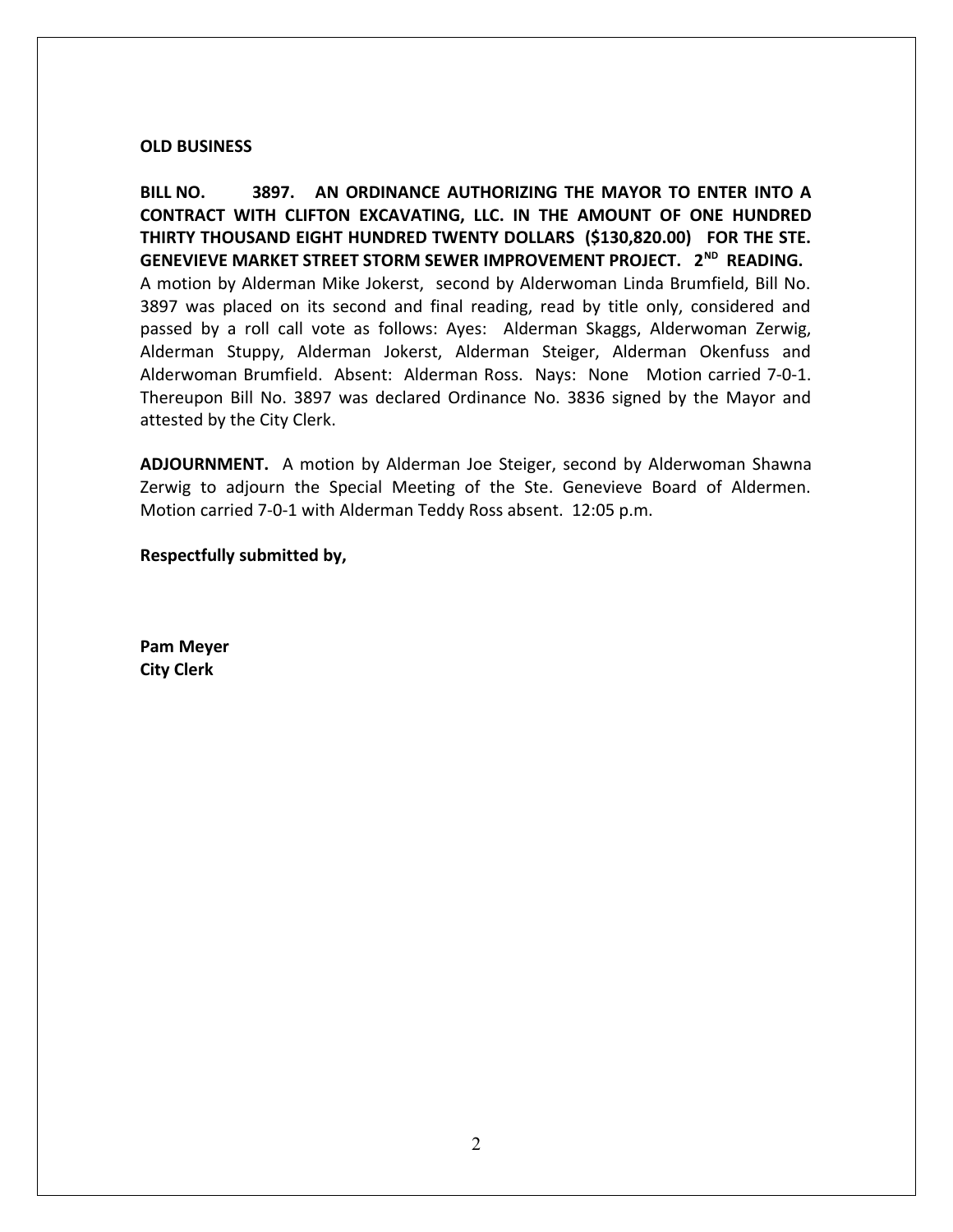**OLD BUSINESS**

**BILL NO. 3897. AN ORDINANCE AUTHORIZING THE MAYOR TO ENTER INTO A CONTRACT WITH CLIFTON EXCAVATING, LLC. IN THE AMOUNT OF ONE HUNDRED THIRTY THOUSAND EIGHT HUNDRED TWENTY DOLLARS ($130,820.00) FOR THE STE. GENEVIEVE MARKET STREET STORM SEWER IMPROVEMENT PROJECT. 2ND READING.**
A motion by Alderman Mike Jokerst, second by Alderwoman Linda Brumfield, Bill No. 3897 was placed on its second and final reading, read by title only, considered and passed by a roll call vote as follows: Ayes: Alderman Skaggs, Alderwoman Zerwig, Alderman Stuppy, Alderman Jokerst, Alderman Steiger, Alderman Okenfuss and Alderwoman Brumfield. Absent: Alderman Ross. Nays: None Motion carried 7-0-1. Thereupon Bill No. 3897 was declared Ordinance No. 3836 signed by the Mayor and attested by the City Clerk.

**ADJOURNMENT.** A motion by Alderman Joe Steiger, second by Alderwoman Shawna Zerwig to adjourn the Special Meeting of the Ste. Genevieve Board of Aldermen. Motion carried 7-0-1 with Alderman Teddy Ross absent. 12:05 p.m.

**Respectfully submitted by,**

**Pam Meyer**
**City Clerk**